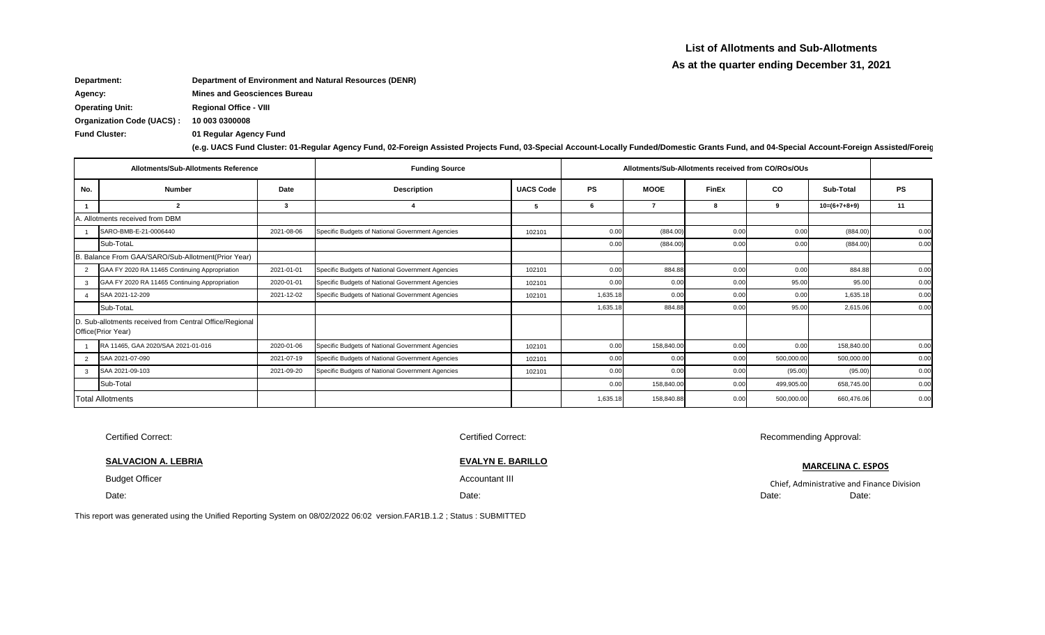# List of Allotments and Sub-Allotments

## As at the quarter ending December 31, 2021

**Department:** Department of Environment and Natural Resources (DENR)

**Agency:** Mines and Geosciences Bureau

**Operating Unit:** Regional Office - VIII

**Organization Code (UACS) :** 10 003 0300008

**Fund Cluster:** 01 Regular Agency Fund

**(e.g. UACS Fund Cluster: 01-Regular Agency Fund, 02-Foreign Assisted Projects Fund, 03-Special Account-Locally Funded/Domestic Grants Fund, and 04-Special Account-Foreign Assisted/Foreig**

| Allotments/Sub-Allotments Reference | | | Funding Source | | Allotments/Sub-Allotments received from CO/ROs/OUs | | | | | |
|---|---|---|---|---|---|---|---|---|---|---|
| No. | Number | Date | Description | UACS Code | PS | MOOE | FinEx | CO | Sub-Total | PS |
| 1 | 2 | 3 | 4 | 5 | 6 | 7 | 8 | 9 | 10=(6+7+8+9) | 11 |
| A. Allotments received from DBM | | | | | | | | | | |
| 1 | SARO-BMB-E-21-0006440 | 2021-08-06 | Specific Budgets of National Government Agencies | 102101 | 0.00 | (884.00) | 0.00 | 0.00 | (884.00) | 0.00 |
| | Sub-TotaL | | | | 0.00 | (884.00) | 0.00 | 0.00 | (884.00) | 0.00 |
| B. Balance From GAA/SARO/Sub-Allotment(Prior Year) | | | | | | | | | | |
| 2 | GAA FY 2020 RA 11465 Continuing Appropriation | 2021-01-01 | Specific Budgets of National Government Agencies | 102101 | 0.00 | 884.88 | 0.00 | 0.00 | 884.88 | 0.00 |
| 3 | GAA FY 2020 RA 11465 Continuing Appropriation | 2020-01-01 | Specific Budgets of National Government Agencies | 102101 | 0.00 | 0.00 | 0.00 | 95.00 | 95.00 | 0.00 |
| 4 | SAA 2021-12-209 | 2021-12-02 | Specific Budgets of National Government Agencies | 102101 | 1,635.18 | 0.00 | 0.00 | 0.00 | 1,635.18 | 0.00 |
| | Sub-TotaL | | | | 1,635.18 | 884.88 | 0.00 | 95.00 | 2,615.06 | 0.00 |
| D. Sub-allotments received from Central Office/Regional Office(Prior Year) | | | | | | | | | | |
| 1 | RA 11465, GAA 2020/SAA 2021-01-016 | 2020-01-06 | Specific Budgets of National Government Agencies | 102101 | 0.00 | 158,840.00 | 0.00 | 0.00 | 158,840.00 | 0.00 |
| 2 | SAA 2021-07-090 | 2021-07-19 | Specific Budgets of National Government Agencies | 102101 | 0.00 | 0.00 | 0.00 | 500,000.00 | 500,000.00 | 0.00 |
| 3 | SAA 2021-09-103 | 2021-09-20 | Specific Budgets of National Government Agencies | 102101 | 0.00 | 0.00 | 0.00 | (95.00) | (95.00) | 0.00 |
| | Sub-Total | | | | 0.00 | 158,840.00 | 0.00 | 499,905.00 | 658,745.00 | 0.00 |
| Total Allotments | | | | | 1,635.18 | 158,840.88 | 0.00 | 500,000.00 | 660,476.06 | 0.00 |

Certified Correct:

**SALVACION A. LEBRIA**

Budget Officer

Date:

Certified Correct:

**EVALYN E. BARILLO**

Accountant III

Date:

Recommending Approval:

**MARCELINA C. ESPOS**

Chief, Administrative and Finance Division

Date: Date:

This report was generated using the Unified Reporting System on 08/02/2022 06:02 version.FAR1B.1.2 ; Status : SUBMITTED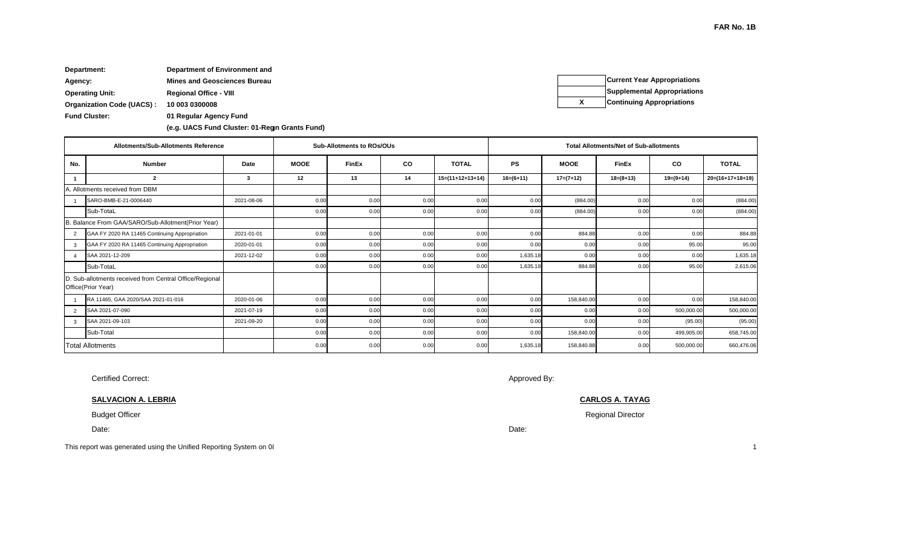**FAR No. 1B**

**Department:** Department of Environment and

**Agency:** Mines and Geosciences Bureau

**Operating Unit:** Regional Office - VIII

**Organization Code (UACS) :** 10 003 0300008

**Fund Cluster:** 01 Regular Agency Fund

**(e.g. UACS Fund Cluster: 01-Regn Grants Fund)**

| | |
|---|---|
| | **Current Year Appropriations** |
| | **Supplemental Appropriations** |
| X | **Continuing Appropriations** |

| Allotments/Sub-Allotments Reference | | | Sub-Allotments to ROs/OUs | | | | Total Allotments/Net of Sub-allotments | | | | |
|---|---|---|---|---|---|---|---|---|---|---|---|
| No. | Number | Date | MOOE | FinEx | CO | TOTAL | PS | MOOE | FinEx | CO | TOTAL |
| 1 | 2 | 3 | 12 | 13 | 14 | 15=(11+12+13+14) | 16=(6+11) | 17=(7+12) | 18=(8+13) | 19=(9+14) | 20=(16+17+18+19) |
| A. Allotments received from DBM | | | | | | | | | | | |
| 1 | SARO-BMB-E-21-0006440 | 2021-08-06 | 0.00 | 0.00 | 0.00 | 0.00 | 0.00 | (884.00) | 0.00 | 0.00 | (884.00) |
| | Sub-TotaL | | 0.00 | 0.00 | 0.00 | 0.00 | 0.00 | (884.00) | 0.00 | 0.00 | (884.00) |
| B. Balance From GAA/SARO/Sub-Allotment(Prior Year) | | | | | | | | | | | |
| 2 | GAA FY 2020 RA 11465 Continuing Appropriation | 2021-01-01 | 0.00 | 0.00 | 0.00 | 0.00 | 0.00 | 884.88 | 0.00 | 0.00 | 884.88 |
| 3 | GAA FY 2020 RA 11465 Continuing Appropriation | 2020-01-01 | 0.00 | 0.00 | 0.00 | 0.00 | 0.00 | 0.00 | 0.00 | 95.00 | 95.00 |
| 4 | SAA 2021-12-209 | 2021-12-02 | 0.00 | 0.00 | 0.00 | 0.00 | 1,635.18 | 0.00 | 0.00 | 0.00 | 1,635.18 |
| | Sub-TotaL | | 0.00 | 0.00 | 0.00 | 0.00 | 1,635.18 | 884.88 | 0.00 | 95.00 | 2,615.06 |
| D. Sub-allotments received from Central Office/Regional Office(Prior Year) | | | | | | | | | | | |
| 1 | RA 11465, GAA 2020/SAA 2021-01-016 | 2020-01-06 | 0.00 | 0.00 | 0.00 | 0.00 | 0.00 | 158,840.00 | 0.00 | 0.00 | 158,840.00 |
| 2 | SAA 2021-07-090 | 2021-07-19 | 0.00 | 0.00 | 0.00 | 0.00 | 0.00 | 0.00 | 0.00 | 500,000.00 | 500,000.00 |
| 3 | SAA 2021-09-103 | 2021-09-20 | 0.00 | 0.00 | 0.00 | 0.00 | 0.00 | 0.00 | 0.00 | (95.00) | (95.00) |
| | Sub-Total | | 0.00 | 0.00 | 0.00 | 0.00 | 0.00 | 158,840.00 | 0.00 | 499,905.00 | 658,745.00 |
| Total Allotments | | | 0.00 | 0.00 | 0.00 | 0.00 | 1,635.18 | 158,840.88 | 0.00 | 500,000.00 | 660,476.06 |

Certified Correct:

**SALVACION A. LEBRIA**

Budget Officer

Date:

Approved By:

**CARLOS A. TAYAG**

Regional Director

Date:

This report was generated using the Unified Reporting System on 0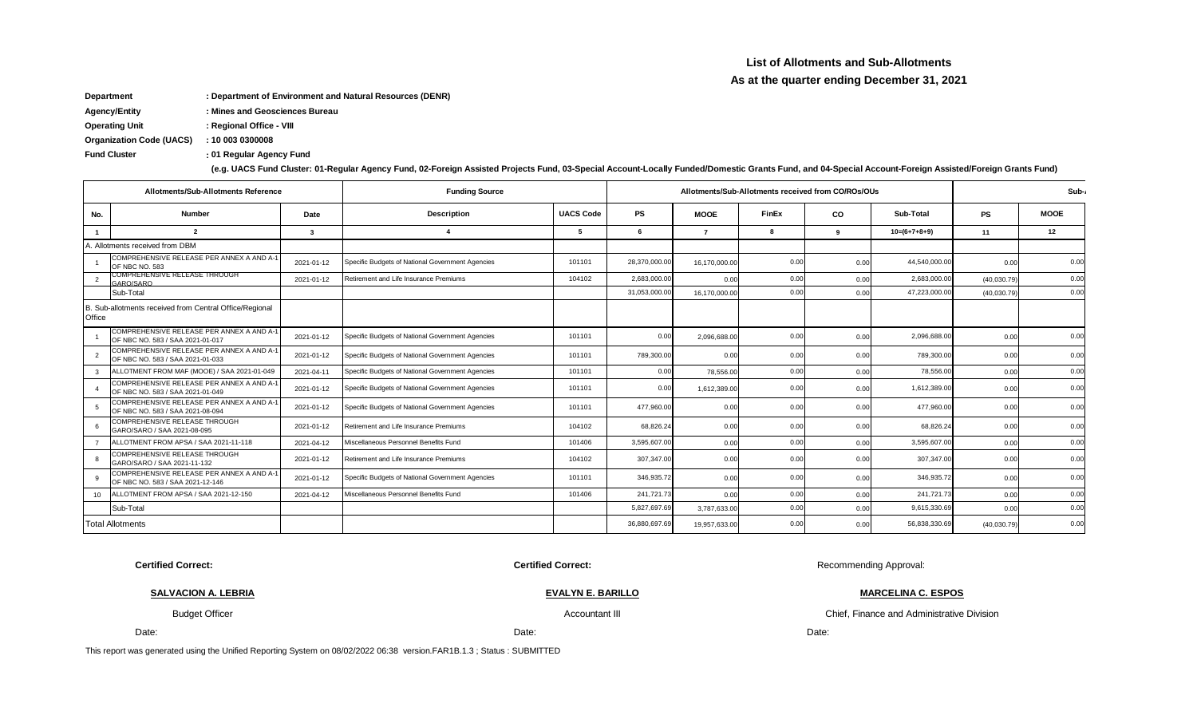# List of Allotments and Sub-Allotments

## As at the quarter ending December 31, 2021

**Department** : Department of Environment and Natural Resources (DENR)

**Agency/Entity** : Mines and Geosciences Bureau

**Operating Unit** : Regional Office - VIII

**Organization Code (UACS)** : 10 003 0300008

**Fund Cluster** : 01 Regular Agency Fund

**(e.g. UACS Fund Cluster: 01-Regular Agency Fund, 02-Foreign Assisted Projects Fund, 03-Special Account-Locally Funded/Domestic Grants Fund, and 04-Special Account-Foreign Assisted/Foreign Grants Fund)**

| Allotments/Sub-Allotments Reference | | | Funding Source | | Allotments/Sub-Allotments received from CO/ROs/OUs | | | | | Sub- | |
|---|---|---|---|---|---|---|---|---|---|---|---|
| No. | Number | Date | Description | UACS Code | PS | MOOE | FinEx | CO | Sub-Total | PS | MOOE |
| 1 | 2 | 3 | 4 | 5 | 6 | 7 | 8 | 9 | 10=(6+7+8+9) | 11 | 12 |
| A. Allotments received from DBM | | | | | | | | | | | |
| 1 | COMPREHENSIVE RELEASE PER ANNEX A AND A-1 OF NBC NO. 583 | 2021-01-12 | Specific Budgets of National Government Agencies | 101101 | 28,370,000.00 | 16,170,000.00 | 0.00 | 0.00 | 44,540,000.00 | 0.00 | 0.00 |
| 2 | COMPREHENSIVE RELEASE THROUGH GARO/SARO | 2021-01-12 | Retirement and Life Insurance Premiums | 104102 | 2,683,000.00 | 0.00 | 0.00 | 0.00 | 2,683,000.00 | (40,030.79) | 0.00 |
| | Sub-Total | | | | 31,053,000.00 | 16,170,000.00 | 0.00 | 0.00 | 47,223,000.00 | (40,030.79) | 0.00 |
| B. Sub-allotments received from Central Office/Regional Office | | | | | | | | | | | |
| 1 | COMPREHENSIVE RELEASE PER ANNEX A AND A-1 OF NBC NO. 583 / SAA 2021-01-017 | 2021-01-12 | Specific Budgets of National Government Agencies | 101101 | 0.00 | 2,096,688.00 | 0.00 | 0.00 | 2,096,688.00 | 0.00 | 0.00 |
| 2 | COMPREHENSIVE RELEASE PER ANNEX A AND A-1 OF NBC NO. 583 / SAA 2021-01-033 | 2021-01-12 | Specific Budgets of National Government Agencies | 101101 | 789,300.00 | 0.00 | 0.00 | 0.00 | 789,300.00 | 0.00 | 0.00 |
| 3 | ALLOTMENT FROM MAF (MOOE) / SAA 2021-01-049 | 2021-04-11 | Specific Budgets of National Government Agencies | 101101 | 0.00 | 78,556.00 | 0.00 | 0.00 | 78,556.00 | 0.00 | 0.00 |
| 4 | COMPREHENSIVE RELEASE PER ANNEX A AND A-1 OF NBC NO. 583 / SAA 2021-01-049 | 2021-01-12 | Specific Budgets of National Government Agencies | 101101 | 0.00 | 1,612,389.00 | 0.00 | 0.00 | 1,612,389.00 | 0.00 | 0.00 |
| 5 | COMPREHENSIVE RELEASE PER ANNEX A AND A-1 OF NBC NO. 583 / SAA 2021-08-094 | 2021-01-12 | Specific Budgets of National Government Agencies | 101101 | 477,960.00 | 0.00 | 0.00 | 0.00 | 477,960.00 | 0.00 | 0.00 |
| 6 | COMPREHENSIVE RELEASE THROUGH GARO/SARO / SAA 2021-08-095 | 2021-01-12 | Retirement and Life Insurance Premiums | 104102 | 68,826.24 | 0.00 | 0.00 | 0.00 | 68,826.24 | 0.00 | 0.00 |
| 7 | ALLOTMENT FROM APSA / SAA 2021-11-118 | 2021-04-12 | Miscellaneous Personnel Benefits Fund | 101406 | 3,595,607.00 | 0.00 | 0.00 | 0.00 | 3,595,607.00 | 0.00 | 0.00 |
| 8 | COMPREHENSIVE RELEASE THROUGH GARO/SARO / SAA 2021-11-132 | 2021-01-12 | Retirement and Life Insurance Premiums | 104102 | 307,347.00 | 0.00 | 0.00 | 0.00 | 307,347.00 | 0.00 | 0.00 |
| 9 | COMPREHENSIVE RELEASE PER ANNEX A AND A-1 OF NBC NO. 583 / SAA 2021-12-146 | 2021-01-12 | Specific Budgets of National Government Agencies | 101101 | 346,935.72 | 0.00 | 0.00 | 0.00 | 346,935.72 | 0.00 | 0.00 |
| 10 | ALLOTMENT FROM APSA / SAA 2021-12-150 | 2021-04-12 | Miscellaneous Personnel Benefits Fund | 101406 | 241,721.73 | 0.00 | 0.00 | 0.00 | 241,721.73 | 0.00 | 0.00 |
| | Sub-Total | | | | 5,827,697.69 | 3,787,633.00 | 0.00 | 0.00 | 9,615,330.69 | 0.00 | 0.00 |
| Total Allotments | | | | | 36,880,697.69 | 19,957,633.00 | 0.00 | 0.00 | 56,838,330.69 | (40,030.79) | 0.00 |

**Certified Correct:**

**SALVACION A. LEBRIA**

Budget Officer

Date:

**Certified Correct:**

**EVALYN E. BARILLO**

Accountant III

Date:

Recommending Approval:

**MARCELINA C. ESPOS**

Chief, Finance and Administrative Division

Date:

This report was generated using the Unified Reporting System on 08/02/2022 06:38 version.FAR1B.1.3 ; Status : SUBMITTED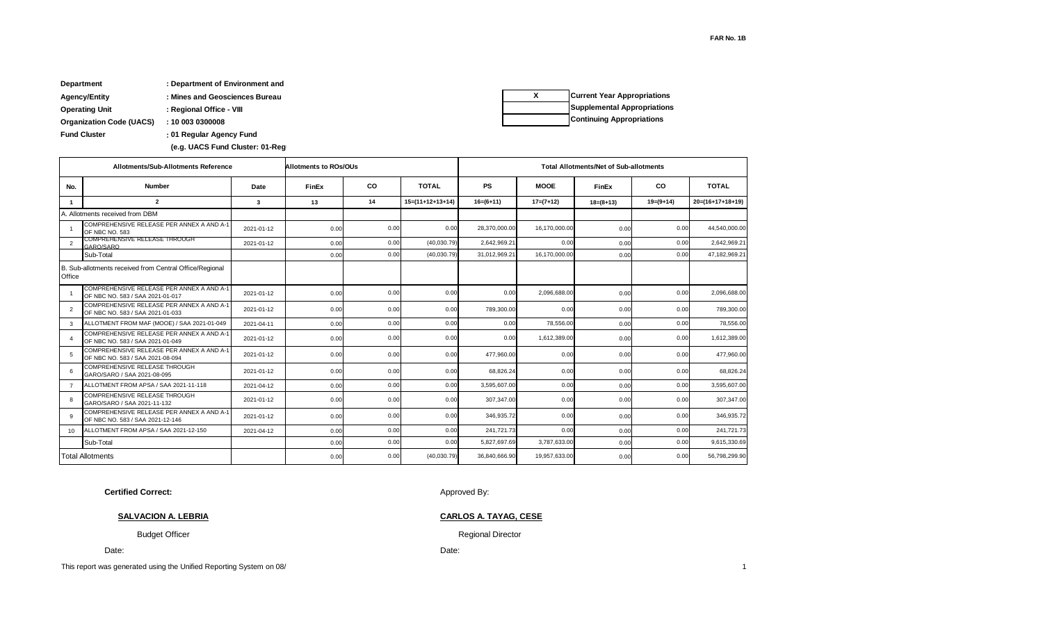FAR No. 1B

**Department** : Department of Environment and
**Agency/Entity** : Mines and Geosciences Bureau
**Operating Unit** : Regional Office - VIII
**Organization Code (UACS)** : 10 003 0300008
**Fund Cluster** : 01 Regular Agency Fund
(e.g. UACS Fund Cluster: 01-Reg

| X | Current Year Appropriations |
|---|---|
| | Supplemental Appropriations |
| | Continuing Appropriations |

| Allotments/Sub-Allotments Reference | | | Allotments to ROs/OUs | | | Total Allotments/Net of Sub-allotments | | | | |
|---|---|---|---|---|---|---|---|---|---|---|
| No. | Number | Date | FinEx | CO | TOTAL | PS | MOOE | FinEx | CO | TOTAL |
| 1 | 2 | 3 | 13 | 14 | 15=(11+12+13+14) | 16=(6+11) | 17=(7+12) | 18=(8+13) | 19=(9+14) | 20=(16+17+18+19) |
| A. Allotments received from DBM | | | | | | | | | | |
| 1 | COMPREHENSIVE RELEASE PER ANNEX A AND A-1 OF NBC NO. 583 | 2021-01-12 | 0.00 | 0.00 | 0.00 | 28,370,000.00 | 16,170,000.00 | 0.00 | 0.00 | 44,540,000.00 |
| 2 | COMPREHENSIVE RELEASE THROUGH GARO/SARO | 2021-01-12 | 0.00 | 0.00 | (40,030.79) | 2,642,969.21 | 0.00 | 0.00 | 0.00 | 2,642,969.21 |
| | Sub-Total | | 0.00 | 0.00 | (40,030.79) | 31,012,969.21 | 16,170,000.00 | 0.00 | 0.00 | 47,182,969.21 |
| B. Sub-allotments received from Central Office/Regional Office | | | | | | | | | | |
| 1 | COMPREHENSIVE RELEASE PER ANNEX A AND A-1 OF NBC NO. 583 / SAA 2021-01-017 | 2021-01-12 | 0.00 | 0.00 | 0.00 | 0.00 | 2,096,688.00 | 0.00 | 0.00 | 2,096,688.00 |
| 2 | COMPREHENSIVE RELEASE PER ANNEX A AND A-1 OF NBC NO. 583 / SAA 2021-01-033 | 2021-01-12 | 0.00 | 0.00 | 0.00 | 789,300.00 | 0.00 | 0.00 | 0.00 | 789,300.00 |
| 3 | ALLOTMENT FROM MAF (MOOE) / SAA 2021-01-049 | 2021-04-11 | 0.00 | 0.00 | 0.00 | 0.00 | 78,556.00 | 0.00 | 0.00 | 78,556.00 |
| 4 | COMPREHENSIVE RELEASE PER ANNEX A AND A-1 OF NBC NO. 583 / SAA 2021-01-049 | 2021-01-12 | 0.00 | 0.00 | 0.00 | 0.00 | 1,612,389.00 | 0.00 | 0.00 | 1,612,389.00 |
| 5 | COMPREHENSIVE RELEASE PER ANNEX A AND A-1 OF NBC NO. 583 / SAA 2021-08-094 | 2021-01-12 | 0.00 | 0.00 | 0.00 | 477,960.00 | 0.00 | 0.00 | 0.00 | 477,960.00 |
| 6 | COMPREHENSIVE RELEASE THROUGH GARO/SARO / SAA 2021-08-095 | 2021-01-12 | 0.00 | 0.00 | 0.00 | 68,826.24 | 0.00 | 0.00 | 0.00 | 68,826.24 |
| 7 | ALLOTMENT FROM APSA / SAA 2021-11-118 | 2021-04-12 | 0.00 | 0.00 | 0.00 | 3,595,607.00 | 0.00 | 0.00 | 0.00 | 3,595,607.00 |
| 8 | COMPREHENSIVE RELEASE THROUGH GARO/SARO / SAA 2021-11-132 | 2021-01-12 | 0.00 | 0.00 | 0.00 | 307,347.00 | 0.00 | 0.00 | 0.00 | 307,347.00 |
| 9 | COMPREHENSIVE RELEASE PER ANNEX A AND A-1 OF NBC NO. 583 / SAA 2021-12-146 | 2021-01-12 | 0.00 | 0.00 | 0.00 | 346,935.72 | 0.00 | 0.00 | 0.00 | 346,935.72 |
| 10 | ALLOTMENT FROM APSA / SAA 2021-12-150 | 2021-04-12 | 0.00 | 0.00 | 0.00 | 241,721.73 | 0.00 | 0.00 | 0.00 | 241,721.73 |
| | Sub-Total | | 0.00 | 0.00 | 0.00 | 5,827,697.69 | 3,787,633.00 | 0.00 | 0.00 | 9,615,330.69 |
| Total Allotments | | | 0.00 | 0.00 | (40,030.79) | 36,840,666.90 | 19,957,633.00 | 0.00 | 0.00 | 56,798,299.90 |

**Certified Correct:**

**SALVACION A. LEBRIA**

Budget Officer

Date:

Approved By:

**CARLOS A. TAYAG, CESE**

Regional Director

Date:

This report was generated using the Unified Reporting System on 08/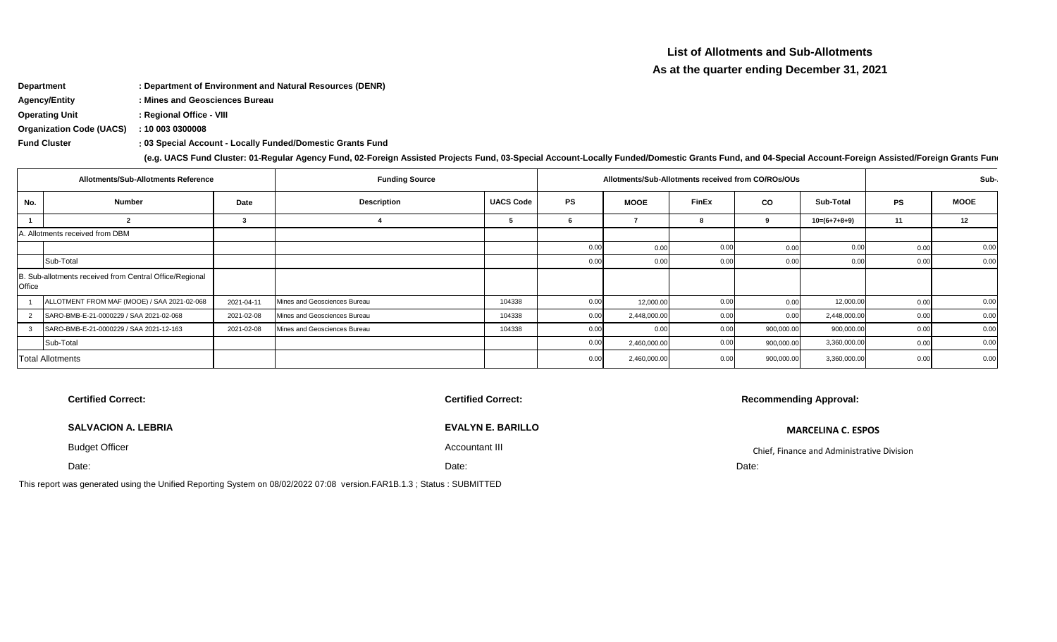## List of Allotments and Sub-Allotments

### As at the quarter ending December 31, 2021

**Department** : **Department of Environment and Natural Resources (DENR)**

**Agency/Entity** : **Mines and Geosciences Bureau**

**Operating Unit** : **Regional Office - VIII**

**Organization Code (UACS)** : **10 003 0300008**

**Fund Cluster** : **03 Special Account - Locally Funded/Domestic Grants Fund**

**(e.g. UACS Fund Cluster: 01-Regular Agency Fund, 02-Foreign Assisted Projects Fund, 03-Special Account-Locally Funded/Domestic Grants Fund, and 04-Special Account-Foreign Assisted/Foreign Grants Fun**

| Allotments/Sub-Allotments Reference | | | Funding Source | | Allotments/Sub-Allotments received from CO/ROs/OUs | | | | | Sub- | |
|---|---|---|---|---|---|---|---|---|---|---|---|
| No. | Number | Date | Description | UACS Code | PS | MOOE | FinEx | CO | Sub-Total | PS | MOOE |
| 1 | 2 | 3 | 4 | 5 | 6 | 7 | 8 | 9 | 10=(6+7+8+9) | 11 | 12 |
| A. Allotments received from DBM | | | | | | | | | | | |
| | | | | | 0.00 | 0.00 | 0.00 | 0.00 | 0.00 | 0.00 | 0.00 |
| | Sub-Total | | | | 0.00 | 0.00 | 0.00 | 0.00 | 0.00 | 0.00 | 0.00 |
| B. Sub-allotments received from Central Office/Regional Office | | | | | | | | | | | |
| 1 | ALLOTMENT FROM MAF (MOOE) / SAA 2021-02-068 | 2021-04-11 | Mines and Geosciences Bureau | 104338 | 0.00 | 12,000.00 | 0.00 | 0.00 | 12,000.00 | 0.00 | 0.00 |
| 2 | SARO-BMB-E-21-0000229 / SAA 2021-02-068 | 2021-02-08 | Mines and Geosciences Bureau | 104338 | 0.00 | 2,448,000.00 | 0.00 | 0.00 | 2,448,000.00 | 0.00 | 0.00 |
| 3 | SARO-BMB-E-21-0000229 / SAA 2021-12-163 | 2021-02-08 | Mines and Geosciences Bureau | 104338 | 0.00 | 0.00 | 0.00 | 900,000.00 | 900,000.00 | 0.00 | 0.00 |
| | Sub-Total | | | | 0.00 | 2,460,000.00 | 0.00 | 900,000.00 | 3,360,000.00 | 0.00 | 0.00 |
| Total Allotments | | | | | 0.00 | 2,460,000.00 | 0.00 | 900,000.00 | 3,360,000.00 | 0.00 | 0.00 |

**Certified Correct:**

**SALVACION A. LEBRIA**

Budget Officer

Date:

**Certified Correct:**

**EVALYN E. BARILLO**

Accountant III

Date:

**Recommending Approval:**

**MARCELINA C. ESPOS**

Chief, Finance and Administrative Division

Date:

This report was generated using the Unified Reporting System on 08/02/2022 07:08 version.FAR1B.1.3 ; Status : SUBMITTED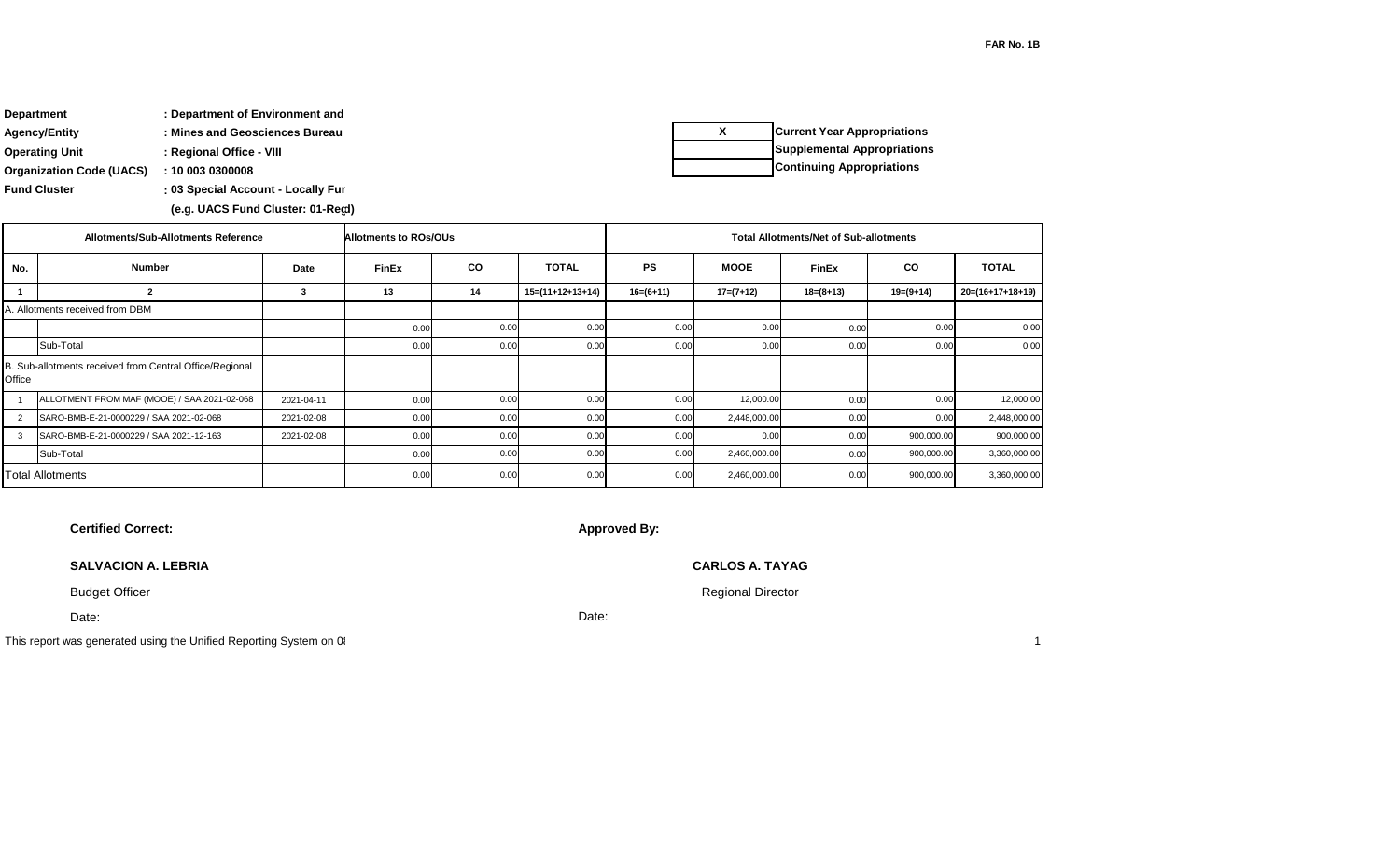FAR No. 1B

**Department** : Department of Environment and
**Agency/Entity** : Mines and Geosciences Bureau
**Operating Unit** : Regional Office - VIII
**Organization Code (UACS)** : 10 003 0300008
**Fund Cluster** : 03 Special Account - Locally Fur
(e.g. UACS Fund Cluster: 01-Regul)

| | |
|---|---|
| X | Current Year Appropriations |
| | Supplemental Appropriations |
| | Continuing Appropriations |

| Allotments/Sub-Allotments Reference | | | Allotments to ROs/OUs | | | Total Allotments/Net of Sub-allotments | | | | |
|---|---|---|---|---|---|---|---|---|---|---|
| No. | Number | Date | FinEx | CO | TOTAL | PS | MOOE | FinEx | CO | TOTAL |
| 1 | 2 | 3 | 13 | 14 | 15=(11+12+13+14) | 16=(6+11) | 17=(7+12) | 18=(8+13) | 19=(9+14) | 20=(16+17+18+19) |
| A. Allotments received from DBM | | | | | | | | | | |
| | | | 0.00 | 0.00 | 0.00 | 0.00 | 0.00 | 0.00 | 0.00 | 0.00 |
| | Sub-Total | | 0.00 | 0.00 | 0.00 | 0.00 | 0.00 | 0.00 | 0.00 | 0.00 |
| B. Sub-allotments received from Central Office/Regional Office | | | | | | | | | | |
| 1 | ALLOTMENT FROM MAF (MOOE) / SAA 2021-02-068 | 2021-04-11 | 0.00 | 0.00 | 0.00 | 0.00 | 12,000.00 | 0.00 | 0.00 | 12,000.00 |
| 2 | SARO-BMB-E-21-0000229 / SAA 2021-02-068 | 2021-02-08 | 0.00 | 0.00 | 0.00 | 0.00 | 2,448,000.00 | 0.00 | 0.00 | 2,448,000.00 |
| 3 | SARO-BMB-E-21-0000229 / SAA 2021-12-163 | 2021-02-08 | 0.00 | 0.00 | 0.00 | 0.00 | 0.00 | 0.00 | 900,000.00 | 900,000.00 |
| | Sub-Total | | 0.00 | 0.00 | 0.00 | 0.00 | 2,460,000.00 | 0.00 | 900,000.00 | 3,360,000.00 |
| Total Allotments | | | 0.00 | 0.00 | 0.00 | 0.00 | 2,460,000.00 | 0.00 | 900,000.00 | 3,360,000.00 |

**Certified Correct:**

**SALVACION A. LEBRIA**

Budget Officer

Date:

**Approved By:**

**CARLOS A. TAYAG**

Regional Director

Date:

This report was generated using the Unified Reporting System on 0